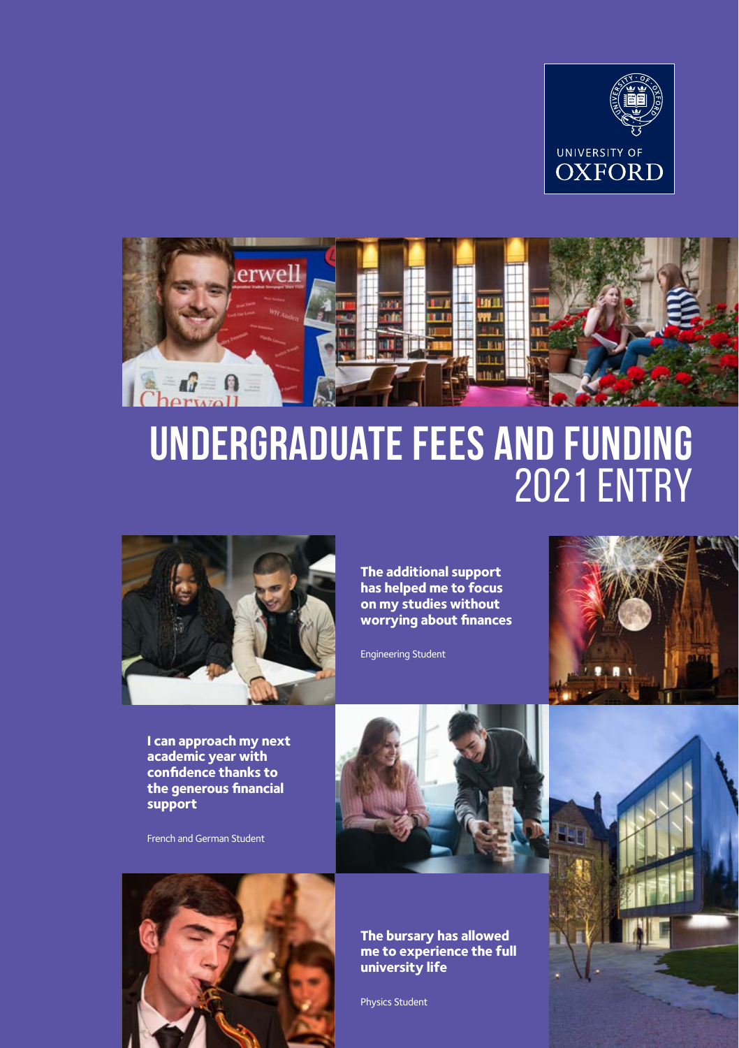UNIVERSITY OF OXFORD

# UNDERGRADUATE FEES AND FUNDING 2021 ENTRY

**The additional support has helped me to focus on my studies without worrying about finances**

Engineering Student

**I can approach my next academic year with confidence thanks to the generous financial support**

French and German Student

**The bursary has allowed me to experience the full university life**

Physics Student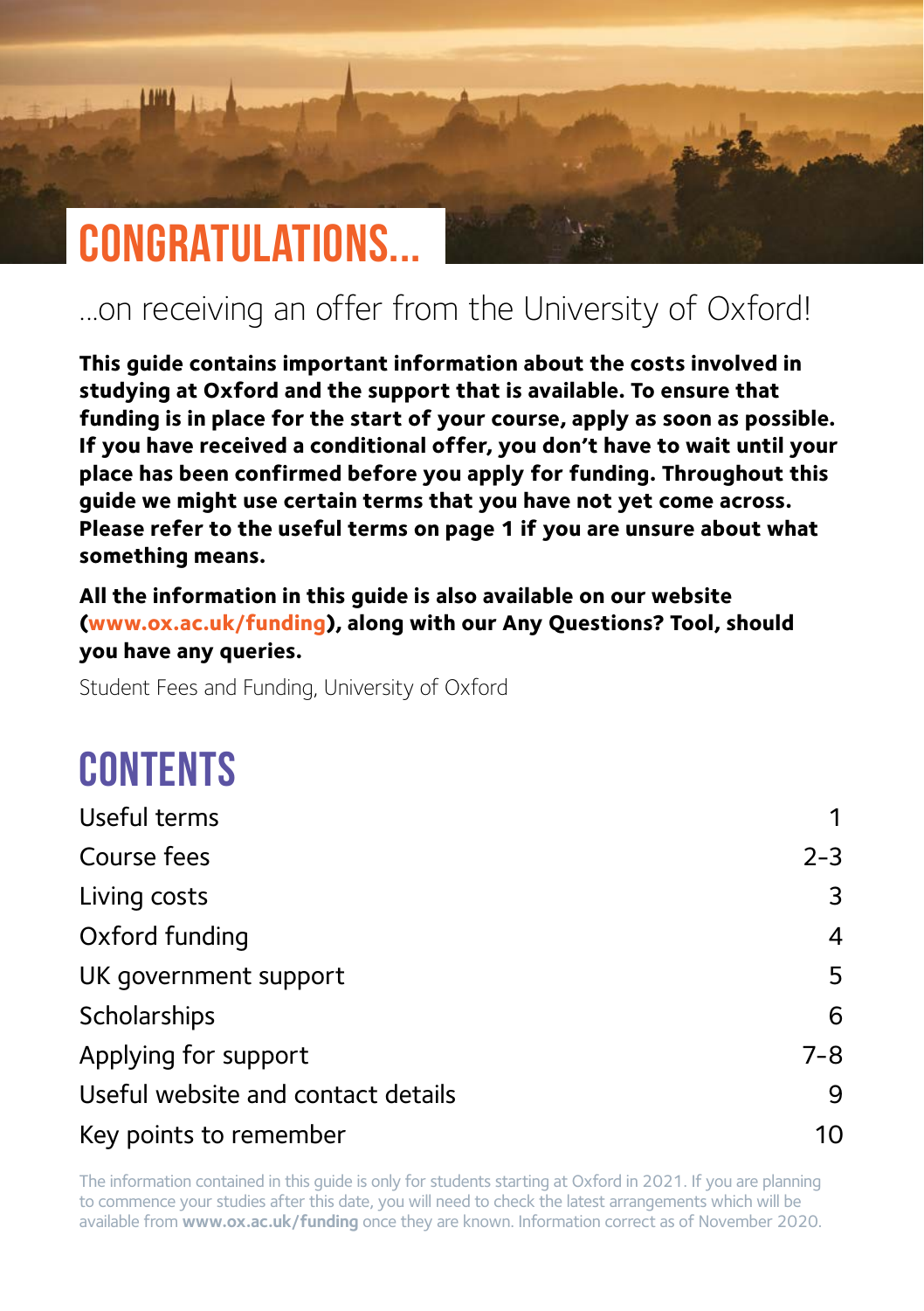# CONGRATULATIONS...

## ...on receiving an offer from the University of Oxford!

**This guide contains important information about the costs involved in studying at Oxford and the support that is available. To ensure that funding is in place for the start of your course, apply as soon as possible. If you have received a conditional offer, you don't have to wait until your place has been confirmed before you apply for funding. Throughout this guide we might use certain terms that you have not yet come across. Please refer to the useful terms on page 1 if you are unsure about what something means.**

**All the information in this guide is also available on our website (www.ox.ac.uk/funding), along with our Any Questions? Tool, should you have any queries.**

Student Fees and Funding, University of Oxford

# CONTENTS

| | |
|---|---|
| Useful terms | 1 |
| Course fees | 2–3 |
| Living costs | 3 |
| Oxford funding | 4 |
| UK government support | 5 |
| Scholarships | 6 |
| Applying for support | 7–8 |
| Useful website and contact details | 9 |
| Key points to remember | 10 |

The information contained in this guide is only for students starting at Oxford in 2021. If you are planning to commence your studies after this date, you will need to check the latest arrangements which will be available from **www.ox.ac.uk/funding** once they are known. Information correct as of November 2020.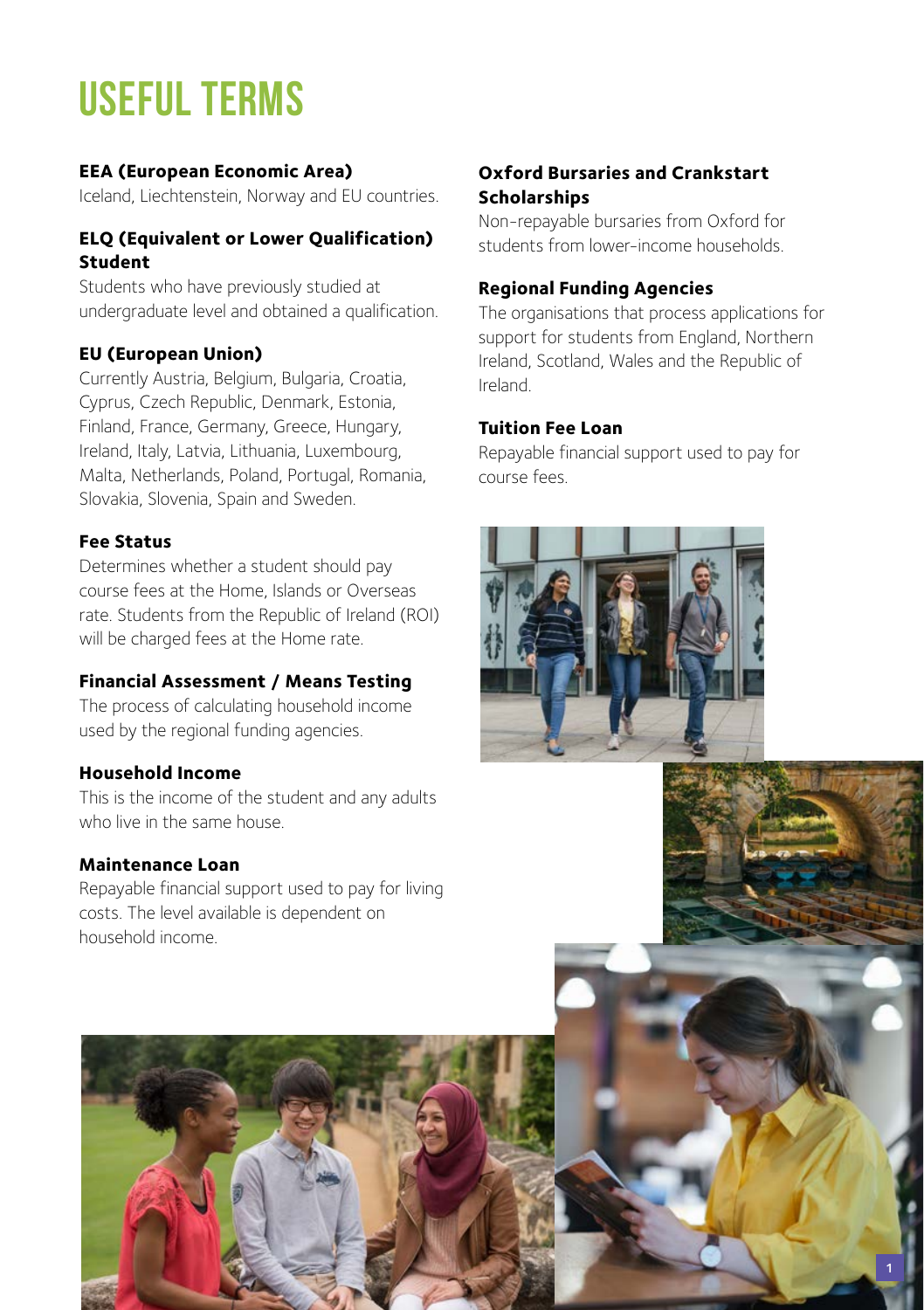# USEFUL TERMS

### EEA (European Economic Area)

Iceland, Liechtenstein, Norway and EU countries.

### ELQ (Equivalent or Lower Qualification) Student

Students who have previously studied at undergraduate level and obtained a qualification.

### EU (European Union)

Currently Austria, Belgium, Bulgaria, Croatia, Cyprus, Czech Republic, Denmark, Estonia, Finland, France, Germany, Greece, Hungary, Ireland, Italy, Latvia, Lithuania, Luxembourg, Malta, Netherlands, Poland, Portugal, Romania, Slovakia, Slovenia, Spain and Sweden.

### Fee Status

Determines whether a student should pay course fees at the Home, Islands or Overseas rate. Students from the Republic of Ireland (ROI) will be charged fees at the Home rate.

### Financial Assessment / Means Testing

The process of calculating household income used by the regional funding agencies.

### Household Income

This is the income of the student and any adults who live in the same house.

### Maintenance Loan

Repayable financial support used to pay for living costs. The level available is dependent on household income.

### Oxford Bursaries and Crankstart Scholarships

Non-repayable bursaries from Oxford for students from lower-income households.

### Regional Funding Agencies

The organisations that process applications for support for students from England, Northern Ireland, Scotland, Wales and the Republic of Ireland.

### Tuition Fee Loan

Repayable financial support used to pay for course fees.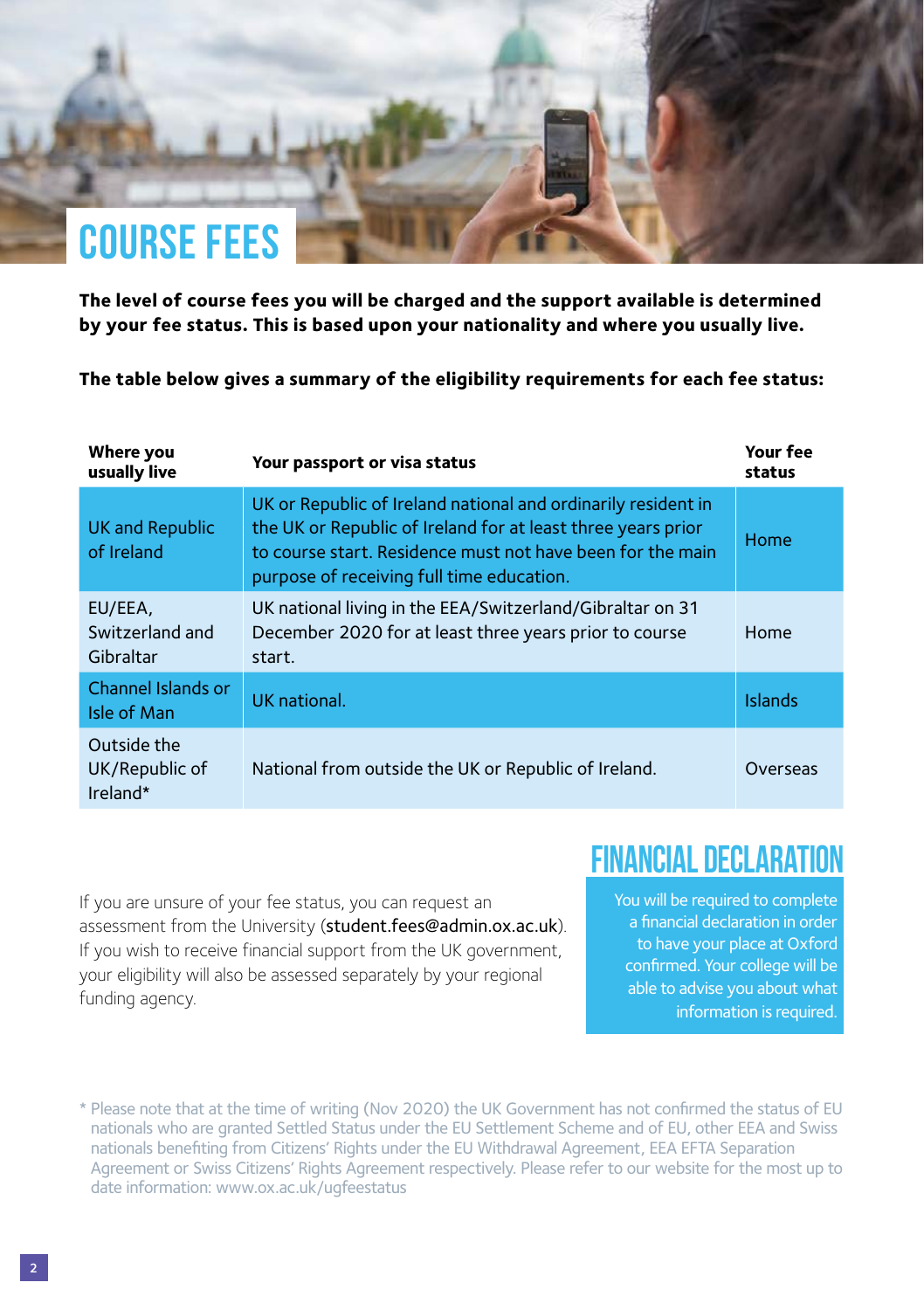# COURSE FEES

**The level of course fees you will be charged and the support available is determined by your fee status. This is based upon your nationality and where you usually live.**

**The table below gives a summary of the eligibility requirements for each fee status:**

| Where you usually live | Your passport or visa status | Your fee status |
|---|---|---|
| UK and Republic of Ireland | UK or Republic of Ireland national and ordinarily resident in the UK or Republic of Ireland for at least three years prior to course start. Residence must not have been for the main purpose of receiving full time education. | Home |
| EU/EEA, Switzerland and Gibraltar | UK national living in the EEA/Switzerland/Gibraltar on 31 December 2020 for at least three years prior to course start. | Home |
| Channel Islands or Isle of Man | UK national. | Islands |
| Outside the UK/Republic of Ireland* | National from outside the UK or Republic of Ireland. | Overseas |

If you are unsure of your fee status, you can request an assessment from the University (student.fees@admin.ox.ac.uk). If you wish to receive financial support from the UK government, your eligibility will also be assessed separately by your regional funding agency.

## FINANCIAL DECLARATION

You will be required to complete a financial declaration in order to have your place at Oxford confirmed. Your college will be able to advise you about what information is required.

* Please note that at the time of writing (Nov 2020) the UK Government has not confirmed the status of EU nationals who are granted Settled Status under the EU Settlement Scheme and of EU, other EEA and Swiss nationals benefiting from Citizens' Rights under the EU Withdrawal Agreement, EEA EFTA Separation Agreement or Swiss Citizens' Rights Agreement respectively. Please refer to our website for the most up to date information: www.ox.ac.uk/ugfeestatus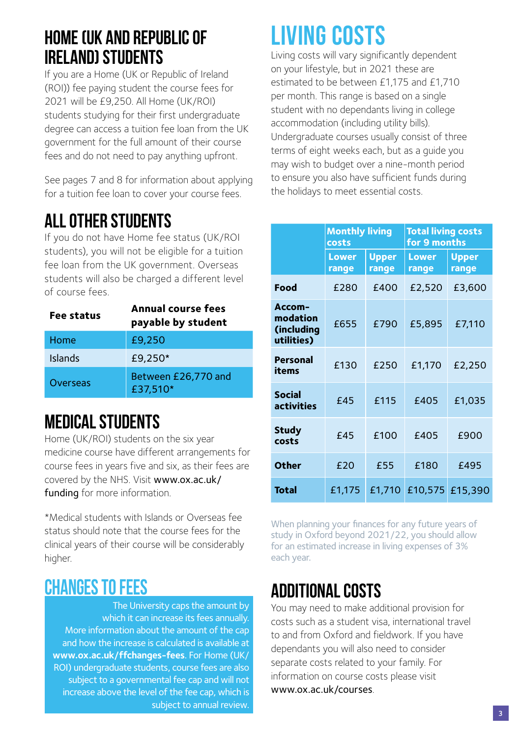## HOME (UK AND REPUBLIC OF IRELAND) STUDENTS

If you are a Home (UK or Republic of Ireland (ROI)) fee paying student the course fees for 2021 will be £9,250. All Home (UK/ROI) students studying for their first undergraduate degree can access a tuition fee loan from the UK government for the full amount of their course fees and do not need to pay anything upfront.

See pages 7 and 8 for information about applying for a tuition fee loan to cover your course fees.

## ALL OTHER STUDENTS

If you do not have Home fee status (UK/ROI students), you will not be eligible for a tuition fee loan from the UK government. Overseas students will also be charged a different level of course fees.

| Fee status | Annual course fees payable by student |
|---|---|
| Home | £9,250 |
| Islands | £9,250* |
| Overseas | Between £26,770 and £37,510* |

## MEDICAL STUDENTS

Home (UK/ROI) students on the six year medicine course have different arrangements for course fees in years five and six, as their fees are covered by the NHS. Visit www.ox.ac.uk/funding for more information.

*Medical students with Islands or Overseas fee status should note that the course fees for the clinical years of their course will be considerably higher.

## CHANGES TO FEES

The University caps the amount by which it can increase its fees annually. More information about the amount of the cap and how the increase is calculated is available at **www.ox.ac.uk/ffchanges-fees**. For Home (UK/ROI) undergraduate students, course fees are also subject to a governmental fee cap and will not increase above the level of the fee cap, which is subject to annual review.

# LIVING COSTS

Living costs will vary significantly dependent on your lifestyle, but in 2021 these are estimated to be between £1,175 and £1,710 per month. This range is based on a single student with no dependants living in college accommodation (including utility bills). Undergraduate courses usually consist of three terms of eight weeks each, but as a guide you may wish to budget over a nine-month period to ensure you also have sufficient funds during the holidays to meet essential costs.

| | Monthly living costs | | Total living costs for 9 months | |
|---|---|---|---|---|
| | Lower range | Upper range | Lower range | Upper range |
| **Food** | £280 | £400 | £2,520 | £3,600 |
| **Accom-modation (including utilities)** | £655 | £790 | £5,895 | £7,110 |
| **Personal items** | £130 | £250 | £1,170 | £2,250 |
| **Social activities** | £45 | £115 | £405 | £1,035 |
| **Study costs** | £45 | £100 | £405 | £900 |
| **Other** | £20 | £55 | £180 | £495 |
| **Total** | £1,175 | £1,710 | £10,575 | £15,390 |

When planning your finances for any future years of study in Oxford beyond 2021/22, you should allow for an estimated increase in living expenses of 3% each year.

## ADDITIONAL COSTS

You may need to make additional provision for costs such as a student visa, international travel to and from Oxford and fieldwork. If you have dependants you will also need to consider separate costs related to your family. For information on course costs please visit www.ox.ac.uk/courses.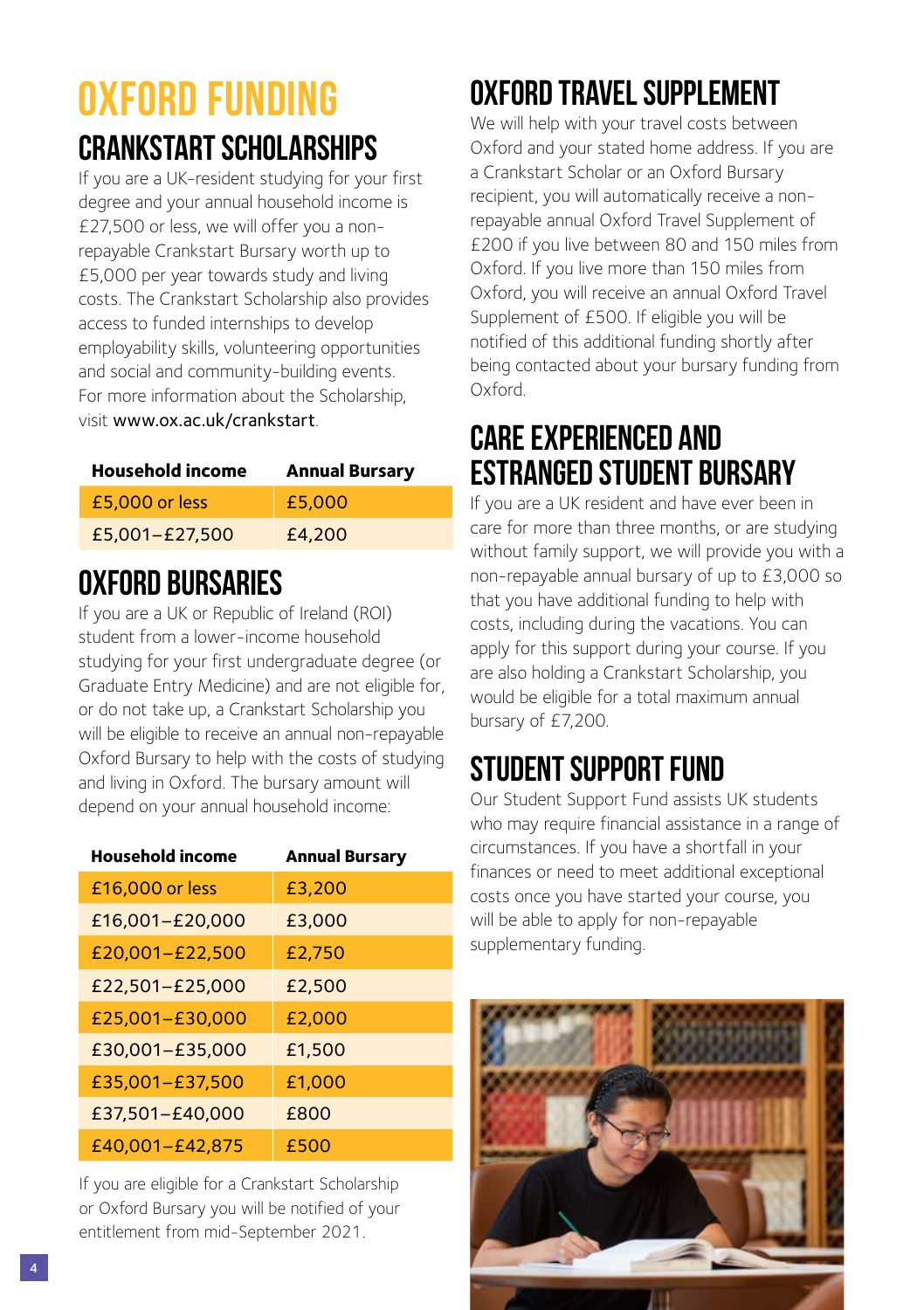# OXFORD FUNDING

## CRANKSTART SCHOLARSHIPS

If you are a UK-resident studying for your first degree and your annual household income is £27,500 or less, we will offer you a non-repayable Crankstart Bursary worth up to £5,000 per year towards study and living costs. The Crankstart Scholarship also provides access to funded internships to develop employability skills, volunteering opportunities and social and community-building events. For more information about the Scholarship, visit www.ox.ac.uk/crankstart.

| Household income | Annual Bursary |
|---|---|
| £5,000 or less | £5,000 |
| £5,001–£27,500 | £4,200 |

## OXFORD BURSARIES

If you are a UK or Republic of Ireland (ROI) student from a lower-income household studying for your first undergraduate degree (or Graduate Entry Medicine) and are not eligible for, or do not take up, a Crankstart Scholarship you will be eligible to receive an annual non-repayable Oxford Bursary to help with the costs of studying and living in Oxford. The bursary amount will depend on your annual household income:

| Household income | Annual Bursary |
|---|---|
| £16,000 or less | £3,200 |
| £16,001–£20,000 | £3,000 |
| £20,001–£22,500 | £2,750 |
| £22,501–£25,000 | £2,500 |
| £25,001–£30,000 | £2,000 |
| £30,001–£35,000 | £1,500 |
| £35,001–£37,500 | £1,000 |
| £37,501–£40,000 | £800 |
| £40,001–£42,875 | £500 |

If you are eligible for a Crankstart Scholarship or Oxford Bursary you will be notified of your entitlement from mid-September 2021.

## OXFORD TRAVEL SUPPLEMENT

We will help with your travel costs between Oxford and your stated home address. If you are a Crankstart Scholar or an Oxford Bursary recipient, you will automatically receive a non-repayable annual Oxford Travel Supplement of £200 if you live between 80 and 150 miles from Oxford. If you live more than 150 miles from Oxford, you will receive an annual Oxford Travel Supplement of £500. If eligible you will be notified of this additional funding shortly after being contacted about your bursary funding from Oxford.

## CARE EXPERIENCED AND ESTRANGED STUDENT BURSARY

If you are a UK resident and have ever been in care for more than three months, or are studying without family support, we will provide you with a non-repayable annual bursary of up to £3,000 so that you have additional funding to help with costs, including during the vacations. You can apply for this support during your course. If you are also holding a Crankstart Scholarship, you would be eligible for a total maximum annual bursary of £7,200.

## STUDENT SUPPORT FUND

Our Student Support Fund assists UK students who may require financial assistance in a range of circumstances. If you have a shortfall in your finances or need to meet additional exceptional costs once you have started your course, you will be able to apply for non-repayable supplementary funding.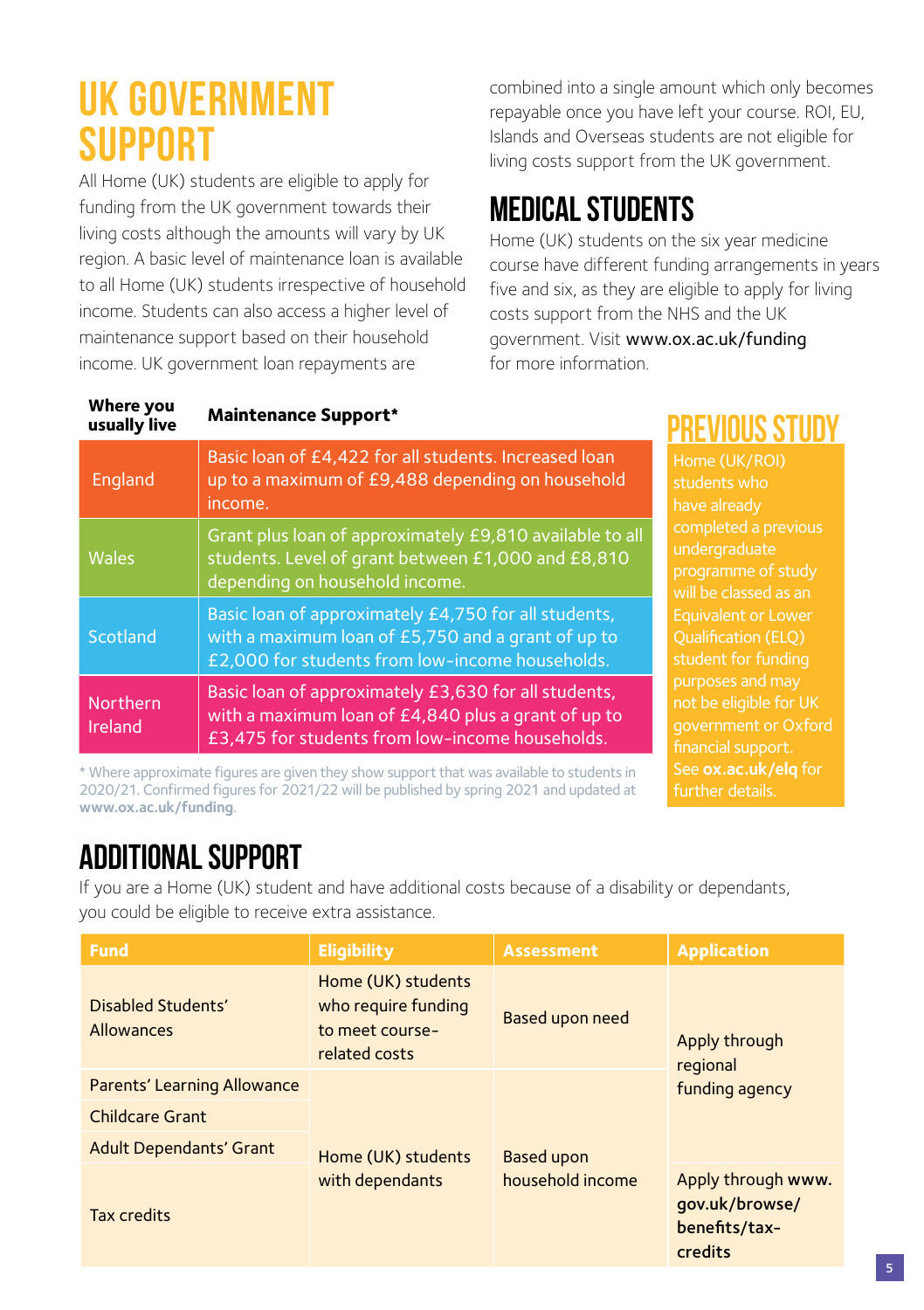# UK GOVERNMENT SUPPORT

All Home (UK) students are eligible to apply for funding from the UK government towards their living costs although the amounts will vary by UK region. A basic level of maintenance loan is available to all Home (UK) students irrespective of household income. Students can also access a higher level of maintenance support based on their household income. UK government loan repayments are combined into a single amount which only becomes repayable once you have left your course. ROI, EU, Islands and Overseas students are not eligible for living costs support from the UK government.

## MEDICAL STUDENTS

Home (UK) students on the six year medicine course have different funding arrangements in years five and six, as they are eligible to apply for living costs support from the NHS and the UK government. Visit www.ox.ac.uk/funding for more information.

| Where you usually live | Maintenance Support* |
|---|---|
| England | Basic loan of £4,422 for all students. Increased loan up to a maximum of £9,488 depending on household income. |
| Wales | Grant plus loan of approximately £9,810 available to all students. Level of grant between £1,000 and £8,810 depending on household income. |
| Scotland | Basic loan of approximately £4,750 for all students, with a maximum loan of £5,750 and a grant of up to £2,000 for students from low-income households. |
| Northern Ireland | Basic loan of approximately £3,630 for all students, with a maximum loan of £4,840 plus a grant of up to £3,475 for students from low-income households. |

* Where approximate figures are given they show support that was available to students in 2020/21. Confirmed figures for 2021/22 will be published by spring 2021 and updated at **www.ox.ac.uk/funding**.

## PREVIOUS STUDY

Home (UK/ROI) students who have already completed a previous undergraduate programme of study will be classed as an Equivalent or Lower Qualification (ELQ) student for funding purposes and may not be eligible for UK government or Oxford financial support. See **ox.ac.uk/elq** for further details.

## ADDITIONAL SUPPORT

If you are a Home (UK) student and have additional costs because of a disability or dependants, you could be eligible to receive extra assistance.

| Fund | Eligibility | Assessment | Application |
|---|---|---|---|
| Disabled Students' Allowances | Home (UK) students who require funding to meet course-related costs | Based upon need | Apply through regional funding agency |
| Parents' Learning Allowance | Home (UK) students with dependants | Based upon household income | Apply through regional funding agency |
| Childcare Grant | Home (UK) students with dependants | Based upon household income | Apply through regional funding agency |
| Adult Dependants' Grant | Home (UK) students with dependants | Based upon household income | Apply through regional funding agency |
| Tax credits | Home (UK) students with dependants | Based upon household income | Apply through www.gov.uk/browse/benefits/tax-credits |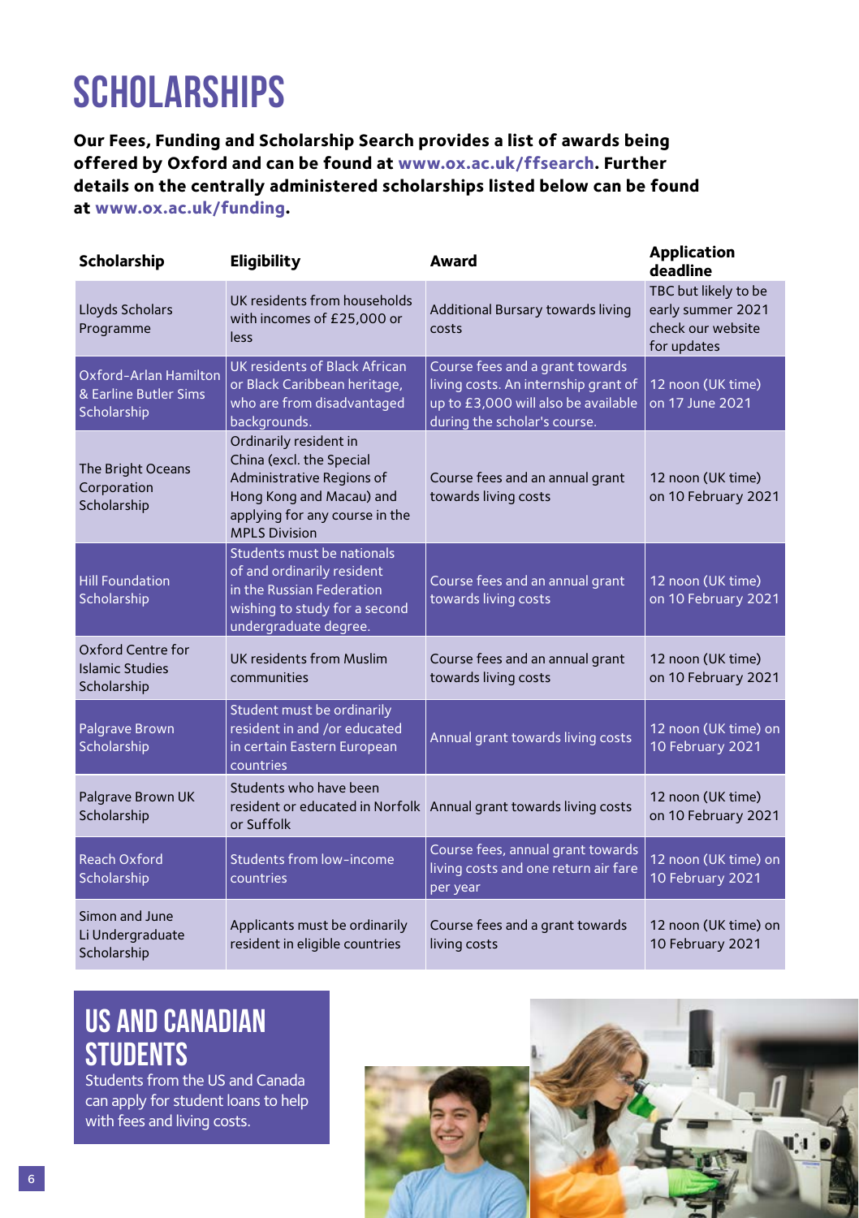# SCHOLARSHIPS

**Our Fees, Funding and Scholarship Search provides a list of awards being offered by Oxford and can be found at www.ox.ac.uk/ffsearch. Further details on the centrally administered scholarships listed below can be found at www.ox.ac.uk/funding.**

| Scholarship | Eligibility | Award | Application deadline |
|---|---|---|---|
| Lloyds Scholars Programme | UK residents from households with incomes of £25,000 or less | Additional Bursary towards living costs | TBC but likely to be early summer 2021 check our website for updates |
| Oxford-Arlan Hamilton & Earline Butler Sims Scholarship | UK residents of Black African or Black Caribbean heritage, who are from disadvantaged backgrounds. | Course fees and a grant towards living costs. An internship grant of up to £3,000 will also be available during the scholar's course. | 12 noon (UK time) on 17 June 2021 |
| The Bright Oceans Corporation Scholarship | Ordinarily resident in China (excl. the Special Administrative Regions of Hong Kong and Macau) and applying for any course in the MPLS Division | Course fees and an annual grant towards living costs | 12 noon (UK time) on 10 February 2021 |
| Hill Foundation Scholarship | Students must be nationals of and ordinarily resident in the Russian Federation wishing to study for a second undergraduate degree. | Course fees and an annual grant towards living costs | 12 noon (UK time) on 10 February 2021 |
| Oxford Centre for Islamic Studies Scholarship | UK residents from Muslim communities | Course fees and an annual grant towards living costs | 12 noon (UK time) on 10 February 2021 |
| Palgrave Brown Scholarship | Student must be ordinarily resident in and /or educated in certain Eastern European countries | Annual grant towards living costs | 12 noon (UK time) on 10 February 2021 |
| Palgrave Brown UK Scholarship | Students who have been resident or educated in Norfolk or Suffolk | Annual grant towards living costs | 12 noon (UK time) on 10 February 2021 |
| Reach Oxford Scholarship | Students from low-income countries | Course fees, annual grant towards living costs and one return air fare per year | 12 noon (UK time) on 10 February 2021 |
| Simon and June Li Undergraduate Scholarship | Applicants must be ordinarily resident in eligible countries | Course fees and a grant towards living costs | 12 noon (UK time) on 10 February 2021 |

## US AND CANADIAN STUDENTS

Students from the US and Canada can apply for student loans to help with fees and living costs.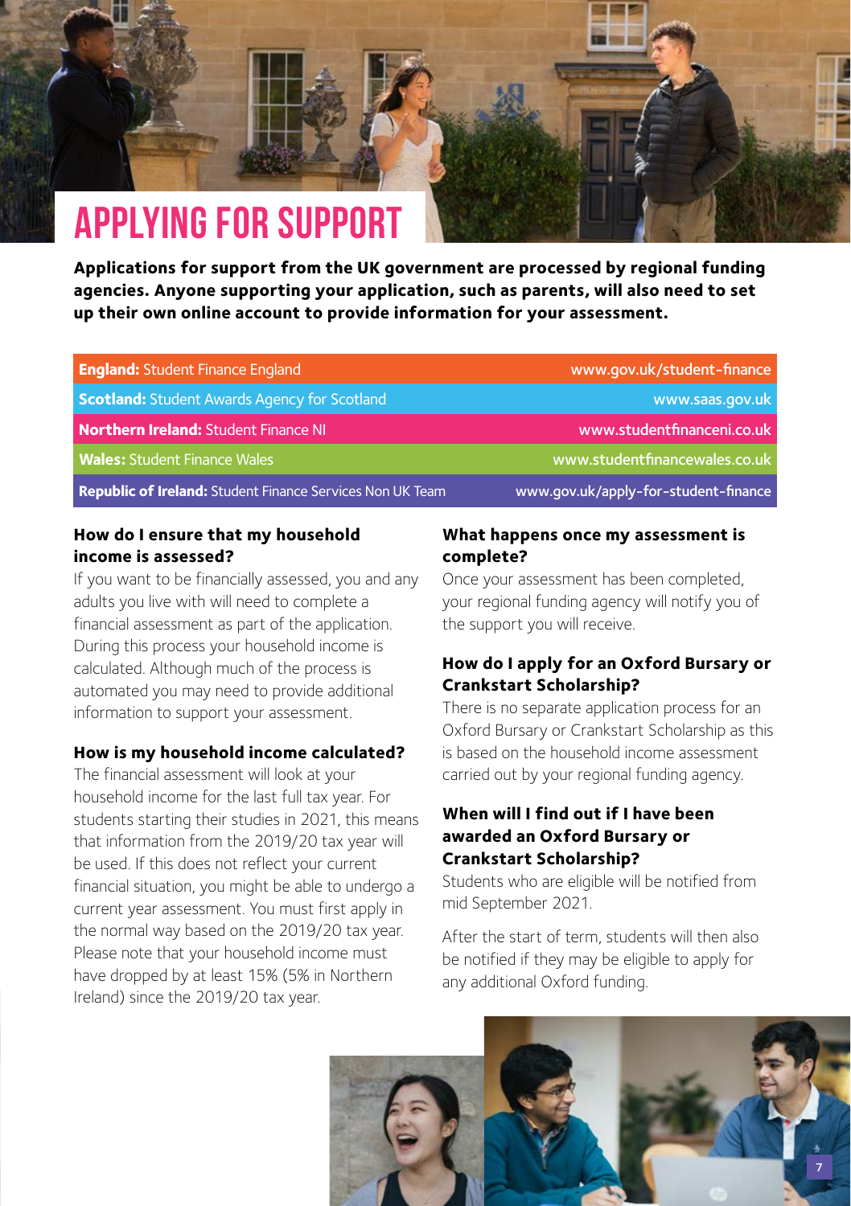# APPLYING FOR SUPPORT

**Applications for support from the UK government are processed by regional funding agencies. Anyone supporting your application, such as parents, will also need to set up their own online account to provide information for your assessment.**

| Region | Website |
| --- | --- |
| **England:** Student Finance England | www.gov.uk/student-finance |
| **Scotland:** Student Awards Agency for Scotland | www.saas.gov.uk |
| **Northern Ireland:** Student Finance NI | www.studentfinanceni.co.uk |
| **Wales:** Student Finance Wales | www.studentfinancewales.co.uk |
| **Republic of Ireland:** Student Finance Services Non UK Team | www.gov.uk/apply-for-student-finance |

### How do I ensure that my household income is assessed?

If you want to be financially assessed, you and any adults you live with will need to complete a financial assessment as part of the application. During this process your household income is calculated. Although much of the process is automated you may need to provide additional information to support your assessment.

### How is my household income calculated?

The financial assessment will look at your household income for the last full tax year. For students starting their studies in 2021, this means that information from the 2019/20 tax year will be used. If this does not reflect your current financial situation, you might be able to undergo a current year assessment. You must first apply in the normal way based on the 2019/20 tax year. Please note that your household income must have dropped by at least 15% (5% in Northern Ireland) since the 2019/20 tax year.

### What happens once my assessment is complete?

Once your assessment has been completed, your regional funding agency will notify you of the support you will receive.

### How do I apply for an Oxford Bursary or Crankstart Scholarship?

There is no separate application process for an Oxford Bursary or Crankstart Scholarship as this is based on the household income assessment carried out by your regional funding agency.

### When will I find out if I have been awarded an Oxford Bursary or Crankstart Scholarship?

Students who are eligible will be notified from mid September 2021.

After the start of term, students will then also be notified if they may be eligible to apply for any additional Oxford funding.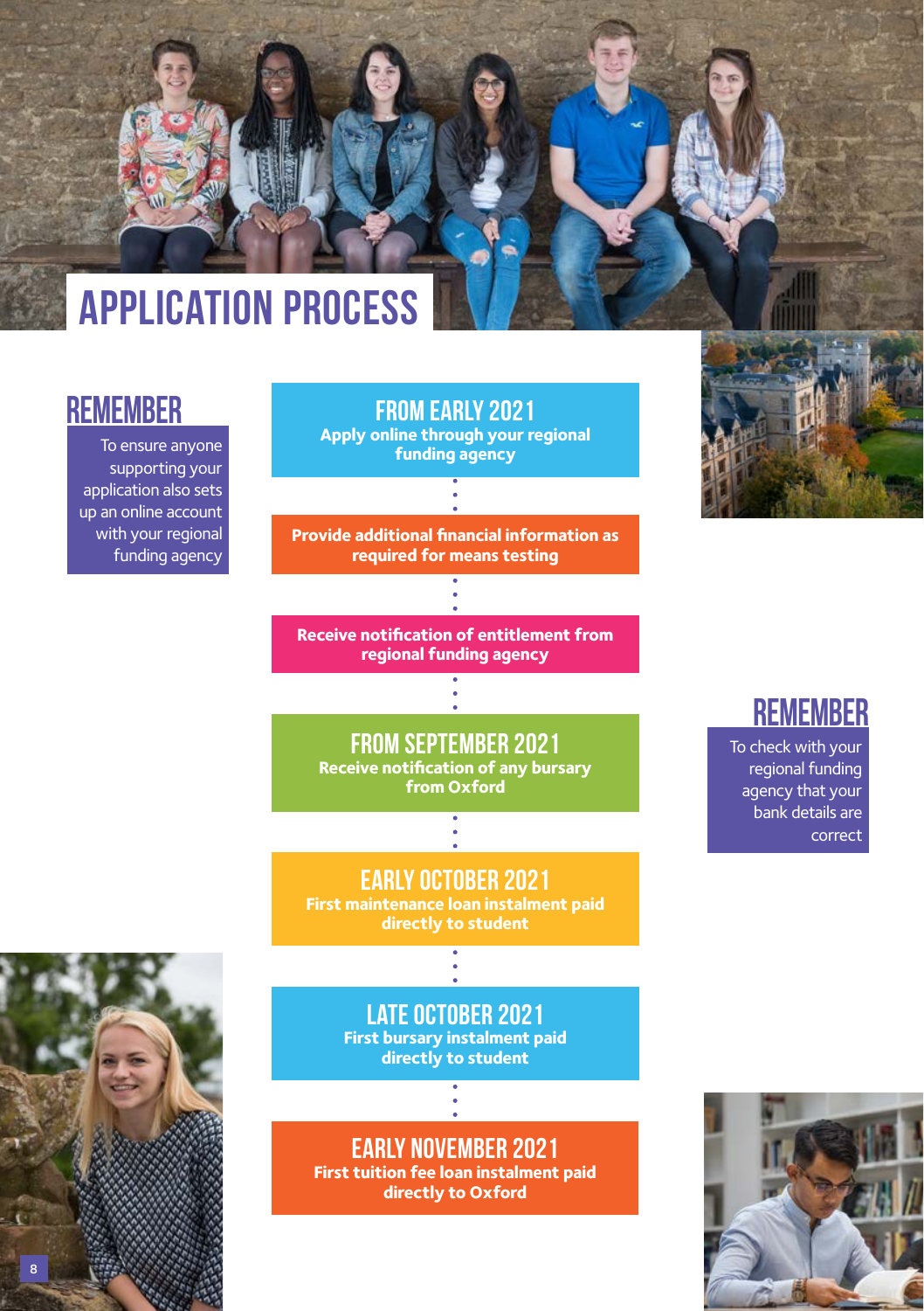# APPLICATION PROCESS

## REMEMBER

To ensure anyone supporting your application also sets up an online account with your regional funding agency

### FROM EARLY 2021

**Apply online through your regional funding agency**

**Provide additional financial information as required for means testing**

**Receive notification of entitlement from regional funding agency**

### FROM SEPTEMBER 2021

**Receive notification of any bursary from Oxford**

### EARLY OCTOBER 2021

**First maintenance loan instalment paid directly to student**

### LATE OCTOBER 2021

**First bursary instalment paid directly to student**

### EARLY NOVEMBER 2021

**First tuition fee loan instalment paid directly to Oxford**

## REMEMBER

To check with your regional funding agency that your bank details are correct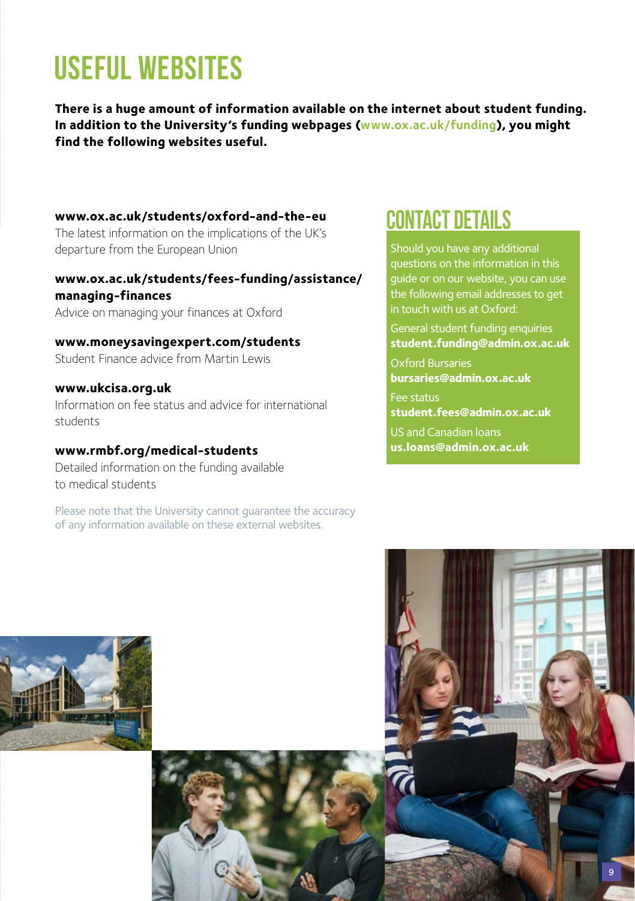# USEFUL WEBSITES

**There is a huge amount of information available on the internet about student funding. In addition to the University's funding webpages (www.ox.ac.uk/funding), you might find the following websites useful.**

**www.ox.ac.uk/students/oxford-and-the-eu**
The latest information on the implications of the UK's departure from the European Union

**www.ox.ac.uk/students/fees-funding/assistance/managing-finances**
Advice on managing your finances at Oxford

**www.moneysavingexpert.com/students**
Student Finance advice from Martin Lewis

**www.ukcisa.org.uk**
Information on fee status and advice for international students

**www.rmbf.org/medical-students**
Detailed information on the funding available to medical students

Please note that the University cannot guarantee the accuracy of any information available on these external websites.

## CONTACT DETAILS

Should you have any additional questions on the information in this guide or on our website, you can use the following email addresses to get in touch with us at Oxford:

General student funding enquiries
**student.funding@admin.ox.ac.uk**

Oxford Bursaries
**bursaries@admin.ox.ac.uk**

Fee status
**student.fees@admin.ox.ac.uk**

US and Canadian loans
**us.loans@admin.ox.ac.uk**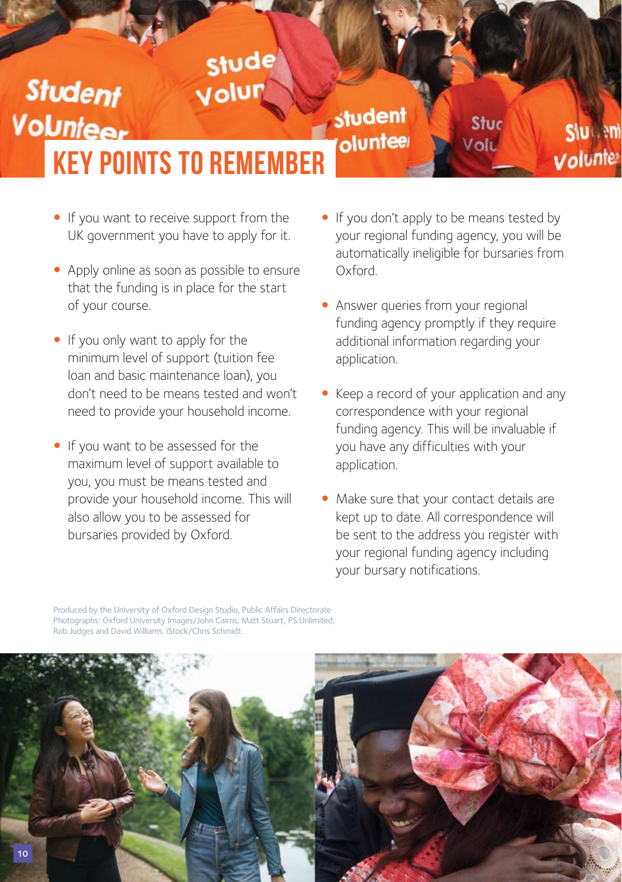# KEY POINTS TO REMEMBER

- If you want to receive support from the UK government you have to apply for it.
- Apply online as soon as possible to ensure that the funding is in place for the start of your course.
- If you only want to apply for the minimum level of support (tuition fee loan and basic maintenance loan), you don't need to be means tested and won't need to provide your household income.
- If you want to be assessed for the maximum level of support available to you, you must be means tested and provide your household income. This will also allow you to be assessed for bursaries provided by Oxford.
- If you don't apply to be means tested by your regional funding agency, you will be automatically ineligible for bursaries from Oxford.
- Answer queries from your regional funding agency promptly if they require additional information regarding your application.
- Keep a record of your application and any correspondence with your regional funding agency. This will be invaluable if you have any difficulties with your application.
- Make sure that your contact details are kept up to date. All correspondence will be sent to the address you register with your regional funding agency including your bursary notifications.

Produced by the University of Oxford Design Studio, Public Affairs Directorate
Photographs: Oxford University Images/John Cairns, Matt Stuart, PS:Unlimited, Rob Judges and David Williams. iStock/Chris Schmidt.